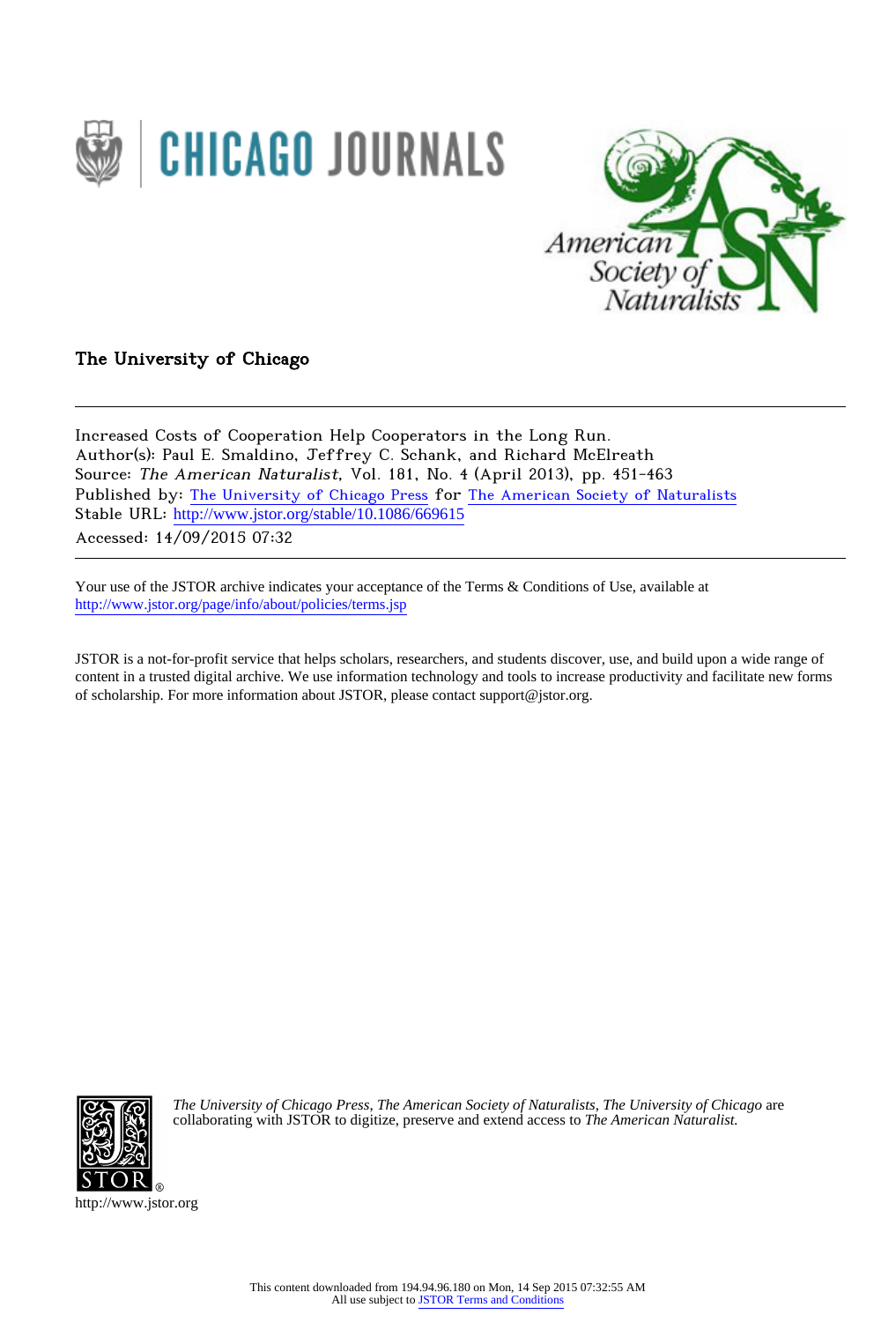The University of Chicago

Increased Costs of Cooperation Help Cooperators in the Long Run.
Author(s): Paul E. Smaldino, Jeffrey C. Schank, and Richard McElreath
Source: *The American Naturalist*, Vol. 181, No. 4 (April 2013), pp. 451-463
Published by: The University of Chicago Press for The American Society of Naturalists
Stable URL: http://www.jstor.org/stable/10.1086/669615
Accessed: 14/09/2015 07:32

Your use of the JSTOR archive indicates your acceptance of the Terms & Conditions of Use, available at http://www.jstor.org/page/info/about/policies/terms.jsp

JSTOR is a not-for-profit service that helps scholars, researchers, and students discover, use, and build upon a wide range of content in a trusted digital archive. We use information technology and tools to increase productivity and facilitate new forms of scholarship. For more information about JSTOR, please contact support@jstor.org.

*The University of Chicago Press*, *The American Society of Naturalists*, *The University of Chicago* are collaborating with JSTOR to digitize, preserve and extend access to *The American Naturalist.*

http://www.jstor.org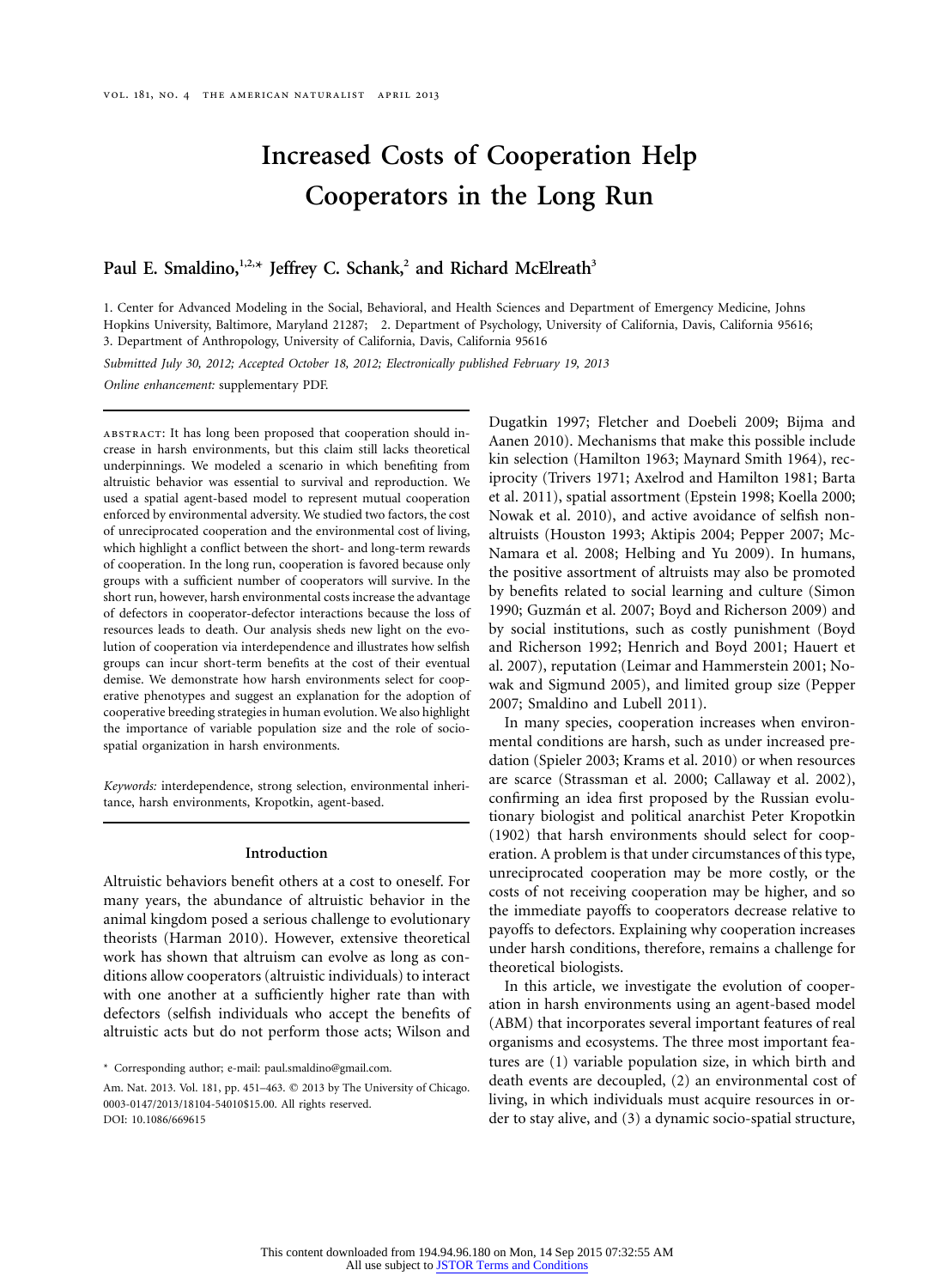# Increased Costs of Cooperation Help Cooperators in the Long Run

**Paul E. Smaldino,[1,2,*] Jeffrey C. Schank,[2] and Richard McElreath[3]**

1. Center for Advanced Modeling in the Social, Behavioral, and Health Sciences and Department of Emergency Medicine, Johns Hopkins University, Baltimore, Maryland 21287; 2. Department of Psychology, University of California, Davis, California 95616; 3. Department of Anthropology, University of California, Davis, California 95616

*Submitted July 30, 2012; Accepted October 18, 2012; Electronically published February 19, 2013*

*Online enhancement:* supplementary PDF.

ABSTRACT: It has long been proposed that cooperation should increase in harsh environments, but this claim still lacks theoretical underpinnings. We modeled a scenario in which benefiting from altruistic behavior was essential to survival and reproduction. We used a spatial agent-based model to represent mutual cooperation enforced by environmental adversity. We studied two factors, the cost of unreciprocated cooperation and the environmental cost of living, which highlight a conflict between the short- and long-term rewards of cooperation. In the long run, cooperation is favored because only groups with a sufficient number of cooperators will survive. In the short run, however, harsh environmental costs increase the advantage of defectors in cooperator-defector interactions because the loss of resources leads to death. Our analysis sheds new light on the evolution of cooperation via interdependence and illustrates how selfish groups can incur short-term benefits at the cost of their eventual demise. We demonstrate how harsh environments select for cooperative phenotypes and suggest an explanation for the adoption of cooperative breeding strategies in human evolution. We also highlight the importance of variable population size and the role of socio-spatial organization in harsh environments.

*Keywords:* interdependence, strong selection, environmental inheritance, harsh environments, Kropotkin, agent-based.

## Introduction

Altruistic behaviors benefit others at a cost to oneself. For many years, the abundance of altruistic behavior in the animal kingdom posed a serious challenge to evolutionary theorists (Harman 2010). However, extensive theoretical work has shown that altruism can evolve as long as conditions allow cooperators (altruistic individuals) to interact with one another at a sufficiently higher rate than with defectors (selfish individuals who accept the benefits of altruistic acts but do not perform those acts; Wilson and Dugatkin 1997; Fletcher and Doebeli 2009; Bijma and Aanen 2010). Mechanisms that make this possible include kin selection (Hamilton 1963; Maynard Smith 1964), reciprocity (Trivers 1971; Axelrod and Hamilton 1981; Barta et al. 2011), spatial assortment (Epstein 1998; Koella 2000; Nowak et al. 2010), and active avoidance of selfish nonaltruists (Houston 1993; Aktipis 2004; Pepper 2007; McNamara et al. 2008; Helbing and Yu 2009). In humans, the positive assortment of altruists may also be promoted by benefits related to social learning and culture (Simon 1990; Guzmán et al. 2007; Boyd and Richerson 2009) and by social institutions, such as costly punishment (Boyd and Richerson 1992; Henrich and Boyd 2001; Hauert et al. 2007), reputation (Leimar and Hammerstein 2001; Nowak and Sigmund 2005), and limited group size (Pepper 2007; Smaldino and Lubell 2011).

In many species, cooperation increases when environmental conditions are harsh, such as under increased predation (Spieler 2003; Krams et al. 2010) or when resources are scarce (Strassman et al. 2000; Callaway et al. 2002), confirming an idea first proposed by the Russian evolutionary biologist and political anarchist Peter Kropotkin (1902) that harsh environments should select for cooperation. A problem is that under circumstances of this type, unreciprocated cooperation may be more costly, or the costs of not receiving cooperation may be higher, and so the immediate payoffs to cooperators decrease relative to payoffs to defectors. Explaining why cooperation increases under harsh conditions, therefore, remains a challenge for theoretical biologists.

In this article, we investigate the evolution of cooperation in harsh environments using an agent-based model (ABM) that incorporates several important features of real organisms and ecosystems. The three most important features are (1) variable population size, in which birth and death events are decoupled, (2) an environmental cost of living, in which individuals must acquire resources in order to stay alive, and (3) a dynamic socio-spatial structure,

* Corresponding author; e-mail: paul.smaldino@gmail.com.

Am. Nat. 2013. Vol. 181, pp. 451–463. © 2013 by The University of Chicago. 0003-0147/2013/18104-54010$15.00. All rights reserved.
DOI: 10.1086/669615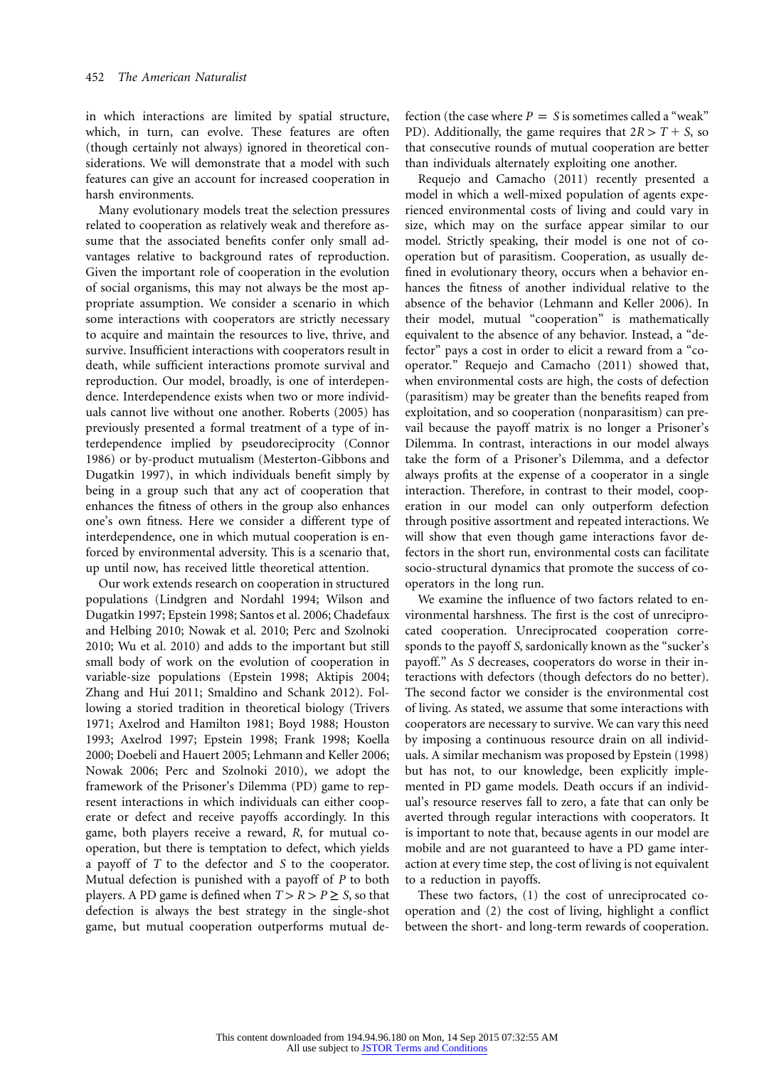in which interactions are limited by spatial structure, which, in turn, can evolve. These features are often (though certainly not always) ignored in theoretical considerations. We will demonstrate that a model with such features can give an account for increased cooperation in harsh environments.

Many evolutionary models treat the selection pressures related to cooperation as relatively weak and therefore assume that the associated benefits confer only small advantages relative to background rates of reproduction. Given the important role of cooperation in the evolution of social organisms, this may not always be the most appropriate assumption. We consider a scenario in which some interactions with cooperators are strictly necessary to acquire and maintain the resources to live, thrive, and survive. Insufficient interactions with cooperators result in death, while sufficient interactions promote survival and reproduction. Our model, broadly, is one of interdependence. Interdependence exists when two or more individuals cannot live without one another. Roberts (2005) has previously presented a formal treatment of a type of interdependence implied by pseudoreciprocity (Connor 1986) or by-product mutualism (Mesterton-Gibbons and Dugatkin 1997), in which individuals benefit simply by being in a group such that any act of cooperation that enhances the fitness of others in the group also enhances one's own fitness. Here we consider a different type of interdependence, one in which mutual cooperation is enforced by environmental adversity. This is a scenario that, up until now, has received little theoretical attention.

Our work extends research on cooperation in structured populations (Lindgren and Nordahl 1994; Wilson and Dugatkin 1997; Epstein 1998; Santos et al. 2006; Chadefaux and Helbing 2010; Nowak et al. 2010; Perc and Szolnoki 2010; Wu et al. 2010) and adds to the important but still small body of work on the evolution of cooperation in variable-size populations (Epstein 1998; Aktipis 2004; Zhang and Hui 2011; Smaldino and Schank 2012). Following a storied tradition in theoretical biology (Trivers 1971; Axelrod and Hamilton 1981; Boyd 1988; Houston 1993; Axelrod 1997; Epstein 1998; Frank 1998; Koella 2000; Doebeli and Hauert 2005; Lehmann and Keller 2006; Nowak 2006; Perc and Szolnoki 2010), we adopt the framework of the Prisoner's Dilemma (PD) game to represent interactions in which individuals can either cooperate or defect and receive payoffs accordingly. In this game, both players receive a reward, $R$, for mutual cooperation, but there is temptation to defect, which yields a payoff of $T$ to the defector and $S$ to the cooperator. Mutual defection is punished with a payoff of $P$ to both players. A PD game is defined when $T > R > P \geq S$, so that defection is always the best strategy in the single-shot game, but mutual cooperation outperforms mutual defection (the case where $P = S$ is sometimes called a "weak" PD). Additionally, the game requires that $2R > T + S$, so that consecutive rounds of mutual cooperation are better than individuals alternately exploiting one another.

Requejo and Camacho (2011) recently presented a model in which a well-mixed population of agents experienced environmental costs of living and could vary in size, which may on the surface appear similar to our model. Strictly speaking, their model is one not of cooperation but of parasitism. Cooperation, as usually defined in evolutionary theory, occurs when a behavior enhances the fitness of another individual relative to the absence of the behavior (Lehmann and Keller 2006). In their model, mutual "cooperation" is mathematically equivalent to the absence of any behavior. Instead, a "defector" pays a cost in order to elicit a reward from a "cooperator." Requejo and Camacho (2011) showed that, when environmental costs are high, the costs of defection (parasitism) may be greater than the benefits reaped from exploitation, and so cooperation (nonparasitism) can prevail because the payoff matrix is no longer a Prisoner's Dilemma. In contrast, interactions in our model always take the form of a Prisoner's Dilemma, and a defector always profits at the expense of a cooperator in a single interaction. Therefore, in contrast to their model, cooperation in our model can only outperform defection through positive assortment and repeated interactions. We will show that even though game interactions favor defectors in the short run, environmental costs can facilitate socio-structural dynamics that promote the success of cooperators in the long run.

We examine the influence of two factors related to environmental harshness. The first is the cost of unreciprocated cooperation. Unreciprocated cooperation corresponds to the payoff $S$, sardonically known as the "sucker's payoff." As $S$ decreases, cooperators do worse in their interactions with defectors (though defectors do no better). The second factor we consider is the environmental cost of living. As stated, we assume that some interactions with cooperators are necessary to survive. We can vary this need by imposing a continuous resource drain on all individuals. A similar mechanism was proposed by Epstein (1998) but has not, to our knowledge, been explicitly implemented in PD game models. Death occurs if an individual's resource reserves fall to zero, a fate that can only be averted through regular interactions with cooperators. It is important to note that, because agents in our model are mobile and are not guaranteed to have a PD game interaction at every time step, the cost of living is not equivalent to a reduction in payoffs.

These two factors, (1) the cost of unreciprocated cooperation and (2) the cost of living, highlight a conflict between the short- and long-term rewards of cooperation.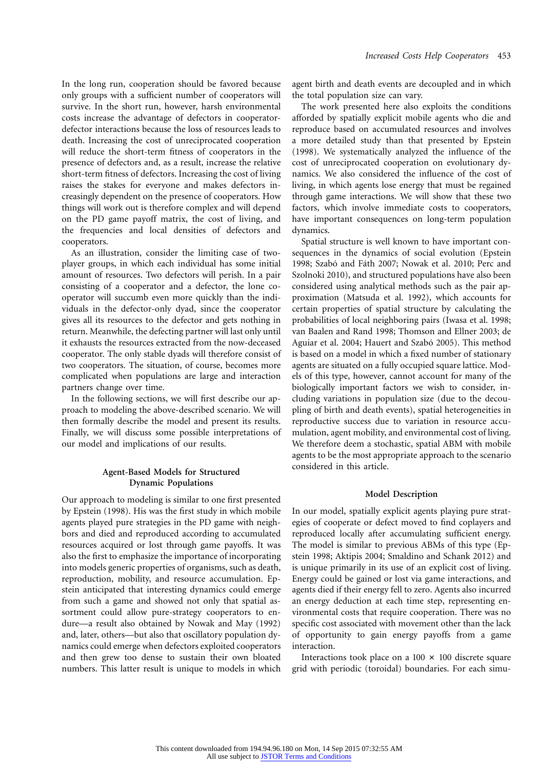In the long run, cooperation should be favored because only groups with a sufficient number of cooperators will survive. In the short run, however, harsh environmental costs increase the advantage of defectors in cooperator-defector interactions because the loss of resources leads to death. Increasing the cost of unreciprocated cooperation will reduce the short-term fitness of cooperators in the presence of defectors and, as a result, increase the relative short-term fitness of defectors. Increasing the cost of living raises the stakes for everyone and makes defectors increasingly dependent on the presence of cooperators. How things will work out is therefore complex and will depend on the PD game payoff matrix, the cost of living, and the frequencies and local densities of defectors and cooperators.

As an illustration, consider the limiting case of two-player groups, in which each individual has some initial amount of resources. Two defectors will perish. In a pair consisting of a cooperator and a defector, the lone cooperator will succumb even more quickly than the individuals in the defector-only dyad, since the cooperator gives all its resources to the defector and gets nothing in return. Meanwhile, the defecting partner will last only until it exhausts the resources extracted from the now-deceased cooperator. The only stable dyads will therefore consist of two cooperators. The situation, of course, becomes more complicated when populations are large and interaction partners change over time.

In the following sections, we will first describe our approach to modeling the above-described scenario. We will then formally describe the model and present its results. Finally, we will discuss some possible interpretations of our model and implications of our results.

## Agent-Based Models for Structured Dynamic Populations

Our approach to modeling is similar to one first presented by Epstein (1998). His was the first study in which mobile agents played pure strategies in the PD game with neighbors and died and reproduced according to accumulated resources acquired or lost through game payoffs. It was also the first to emphasize the importance of incorporating into models generic properties of organisms, such as death, reproduction, mobility, and resource accumulation. Epstein anticipated that interesting dynamics could emerge from such a game and showed not only that spatial assortment could allow pure-strategy cooperators to endure—a result also obtained by Nowak and May (1992) and, later, others—but also that oscillatory population dynamics could emerge when defectors exploited cooperators and then grew too dense to sustain their own bloated numbers. This latter result is unique to models in which agent birth and death events are decoupled and in which the total population size can vary.

The work presented here also exploits the conditions afforded by spatially explicit mobile agents who die and reproduce based on accumulated resources and involves a more detailed study than that presented by Epstein (1998). We systematically analyzed the influence of the cost of unreciprocated cooperation on evolutionary dynamics. We also considered the influence of the cost of living, in which agents lose energy that must be regained through game interactions. We will show that these two factors, which involve immediate costs to cooperators, have important consequences on long-term population dynamics.

Spatial structure is well known to have important consequences in the dynamics of social evolution (Epstein 1998; Szabó and Fáth 2007; Nowak et al. 2010; Perc and Szolnoki 2010), and structured populations have also been considered using analytical methods such as the pair approximation (Matsuda et al. 1992), which accounts for certain properties of spatial structure by calculating the probabilities of local neighboring pairs (Iwasa et al. 1998; van Baalen and Rand 1998; Thomson and Ellner 2003; de Aguiar et al. 2004; Hauert and Szabó 2005). This method is based on a model in which a fixed number of stationary agents are situated on a fully occupied square lattice. Models of this type, however, cannot account for many of the biologically important factors we wish to consider, including variations in population size (due to the decoupling of birth and death events), spatial heterogeneities in reproductive success due to variation in resource accumulation, agent mobility, and environmental cost of living. We therefore deem a stochastic, spatial ABM with mobile agents to be the most appropriate approach to the scenario considered in this article.

## Model Description

In our model, spatially explicit agents playing pure strategies of cooperate or defect moved to find coplayers and reproduced locally after accumulating sufficient energy. The model is similar to previous ABMs of this type (Epstein 1998; Aktipis 2004; Smaldino and Schank 2012) and is unique primarily in its use of an explicit cost of living. Energy could be gained or lost via game interactions, and agents died if their energy fell to zero. Agents also incurred an energy deduction at each time step, representing environmental costs that require cooperation. There was no specific cost associated with movement other than the lack of opportunity to gain energy payoffs from a game interaction.

Interactions took place on a $100 \times 100$ discrete square grid with periodic (toroidal) boundaries. For each simu-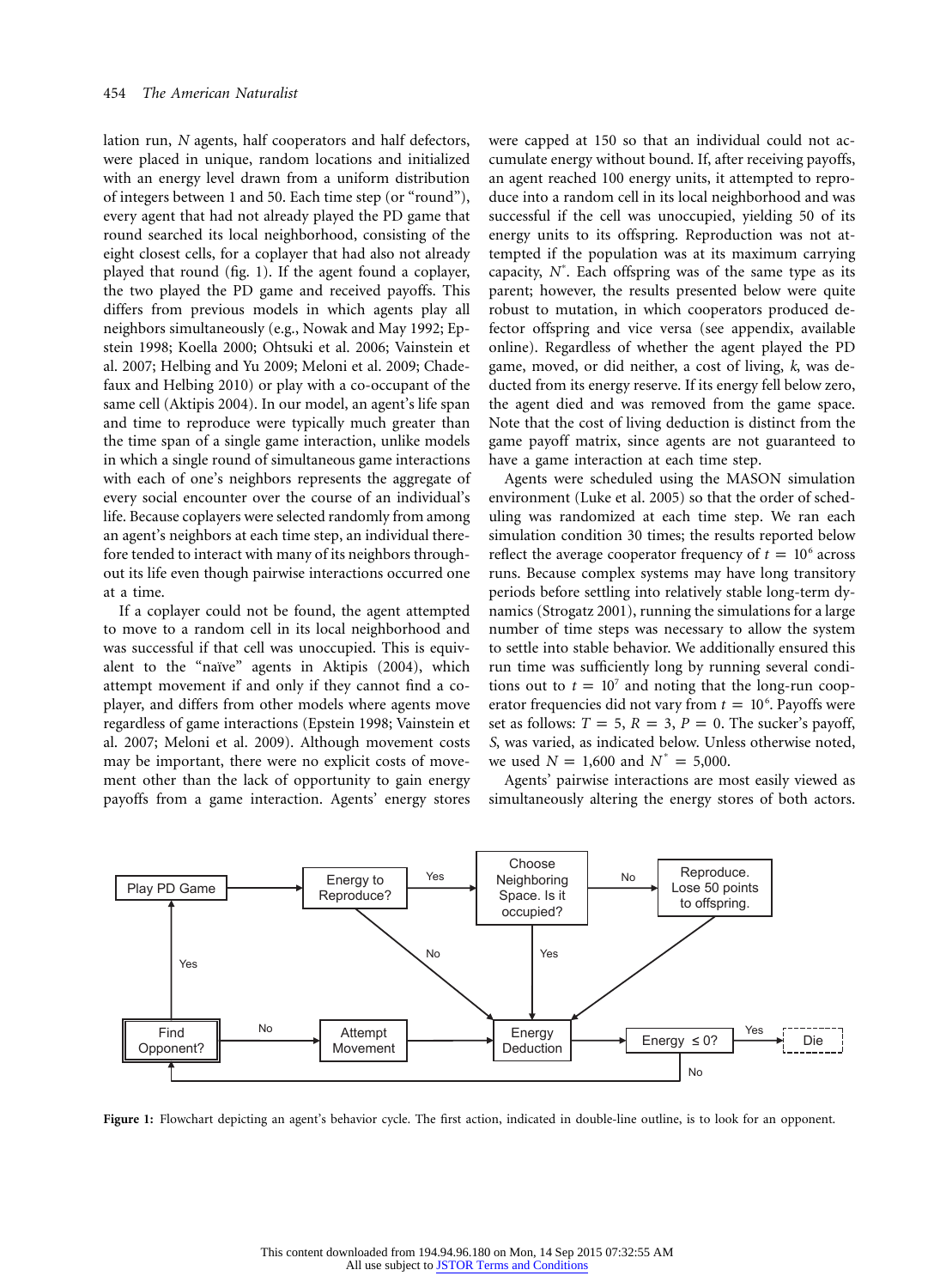lation run, $N$ agents, half cooperators and half defectors, were placed in unique, random locations and initialized with an energy level drawn from a uniform distribution of integers between 1 and 50. Each time step (or "round"), every agent that had not already played the PD game that round searched its local neighborhood, consisting of the eight closest cells, for a coplayer that had also not already played that round (fig. 1). If the agent found a coplayer, the two played the PD game and received payoffs. This differs from previous models in which agents play all neighbors simultaneously (e.g., Nowak and May 1992; Epstein 1998; Koella 2000; Ohtsuki et al. 2006; Vainstein et al. 2007; Helbing and Yu 2009; Meloni et al. 2009; Chadefaux and Helbing 2010) or play with a co-occupant of the same cell (Aktipis 2004). In our model, an agent's life span and time to reproduce were typically much greater than the time span of a single game interaction, unlike models in which a single round of simultaneous game interactions with each of one's neighbors represents the aggregate of every social encounter over the course of an individual's life. Because coplayers were selected randomly from among an agent's neighbors at each time step, an individual therefore tended to interact with many of its neighbors throughout its life even though pairwise interactions occurred one at a time.

If a coplayer could not be found, the agent attempted to move to a random cell in its local neighborhood and was successful if that cell was unoccupied. This is equivalent to the "naïve" agents in Aktipis (2004), which attempt movement if and only if they cannot find a coplayer, and differs from other models where agents move regardless of game interactions (Epstein 1998; Vainstein et al. 2007; Meloni et al. 2009). Although movement costs may be important, there were no explicit costs of movement other than the lack of opportunity to gain energy payoffs from a game interaction. Agents' energy stores were capped at 150 so that an individual could not accumulate energy without bound. If, after receiving payoffs, an agent reached 100 energy units, it attempted to reproduce into a random cell in its local neighborhood and was successful if the cell was unoccupied, yielding 50 of its energy units to its offspring. Reproduction was not attempted if the population was at its maximum carrying capacity, $N^*$. Each offspring was of the same type as its parent; however, the results presented below were quite robust to mutation, in which cooperators produced defector offspring and vice versa (see appendix, available online). Regardless of whether the agent played the PD game, moved, or did neither, a cost of living, $k$, was deducted from its energy reserve. If its energy fell below zero, the agent died and was removed from the game space. Note that the cost of living deduction is distinct from the game payoff matrix, since agents are not guaranteed to have a game interaction at each time step.

Agents were scheduled using the MASON simulation environment (Luke et al. 2005) so that the order of scheduling was randomized at each time step. We ran each simulation condition 30 times; the results reported below reflect the average cooperator frequency of $t = 10^6$ across runs. Because complex systems may have long transitory periods before settling into relatively stable long-term dynamics (Strogatz 2001), running the simulations for a large number of time steps was necessary to allow the system to settle into stable behavior. We additionally ensured this run time was sufficiently long by running several conditions out to $t = 10^7$ and noting that the long-run cooperator frequencies did not vary from $t = 10^6$. Payoffs were set as follows: $T = 5$, $R = 3$, $P = 0$. The sucker's payoff, $S$, was varied, as indicated below. Unless otherwise noted, we used $N = 1{,}600$ and $N^* = 5{,}000$.

Agents' pairwise interactions are most easily viewed as simultaneously altering the energy stores of both actors.

Play PD Game → Energy to Reproduce? —Yes→ Choose Neighboring Space. Is it occupied? —No→ Reproduce. Lose 50 points to offspring.

Find Opponent? —Yes→ Play PD Game; Find Opponent? —No→ Attempt Movement → Energy Deduction → Energy ≤ 0? —Yes→ Die; —No→ Find Opponent?

**Figure 1:** Flowchart depicting an agent's behavior cycle. The first action, indicated in double-line outline, is to look for an opponent.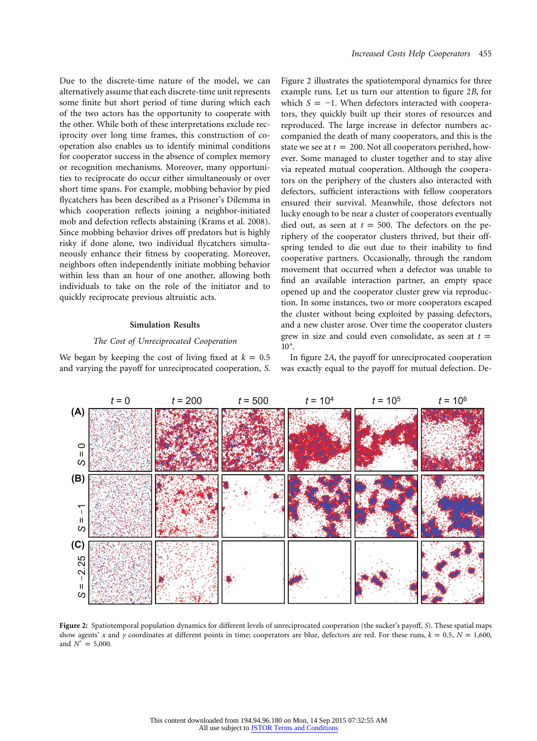Due to the discrete-time nature of the model, we can alternatively assume that each discrete-time unit represents some finite but short period of time during which each of the two actors has the opportunity to cooperate with the other. While both of these interpretations exclude reciprocity over long time frames, this construction of cooperation also enables us to identify minimal conditions for cooperator success in the absence of complex memory or recognition mechanisms. Moreover, many opportunities to reciprocate do occur either simultaneously or over short time spans. For example, mobbing behavior by pied flycatchers has been described as a Prisoner's Dilemma in which cooperation reflects joining a neighbor-initiated mob and defection reflects abstaining (Krams et al. 2008). Since mobbing behavior drives off predators but is highly risky if done alone, two individual flycatchers simultaneously enhance their fitness by cooperating. Moreover, neighbors often independently initiate mobbing behavior within less than an hour of one another, allowing both individuals to take on the role of the initiator and to quickly reciprocate previous altruistic acts.

## Simulation Results

### *The Cost of Unreciprocated Cooperation*

We began by keeping the cost of living fixed at $k = 0.5$ and varying the payoff for unreciprocated cooperation, $S$. Figure 2 illustrates the spatiotemporal dynamics for three example runs. Let us turn our attention to figure 2*B*, for which $S = -1$. When defectors interacted with cooperators, they quickly built up their stores of resources and reproduced. The large increase in defector numbers accompanied the death of many cooperators, and this is the state we see at $t = 200$. Not all cooperators perished, however. Some managed to cluster together and to stay alive via repeated mutual cooperation. Although the cooperators on the periphery of the clusters also interacted with defectors, sufficient interactions with fellow cooperators ensured their survival. Meanwhile, those defectors not lucky enough to be near a cluster of cooperators eventually died out, as seen at $t = 500$. The defectors on the periphery of the cooperator clusters thrived, but their offspring tended to die out due to their inability to find cooperative partners. Occasionally, through the random movement that occurred when a defector was unable to find an available interaction partner, an empty space opened up and the cooperator cluster grew via reproduction. In some instances, two or more cooperators escaped the cluster without being exploited by passing defectors, and a new cluster arose. Over time the cooperator clusters grew in size and could even consolidate, as seen at $t = 10^6$.

In figure 2*A*, the payoff for unreciprocated cooperation was exactly equal to the payoff for mutual defection. De-

**Figure 2:** Spatiotemporal population dynamics for different levels of unreciprocated cooperation (the sucker's payoff, $S$). These spatial maps show agents' $x$ and $y$ coordinates at different points in time; cooperators are blue, defectors are red. For these runs, $k = 0.5$, $N = 1{,}600$, and $N^* = 5{,}000$.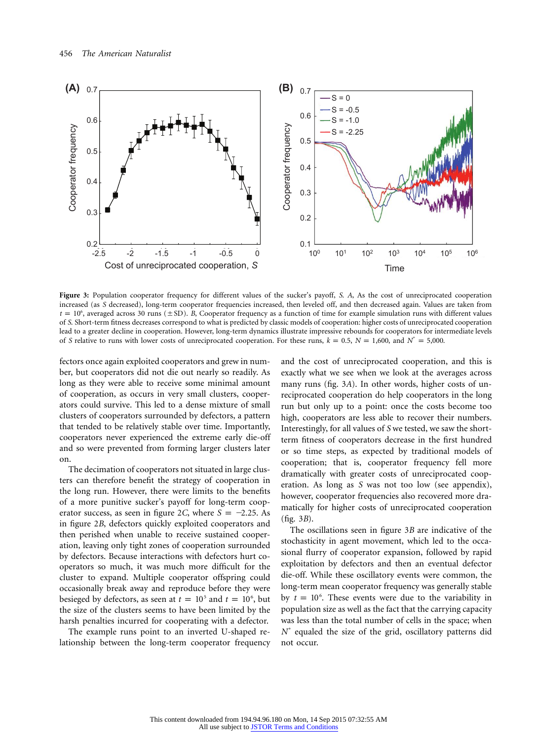(A)

0.7
0.6
0.5
0.4
0.3
0.2

Cooperator frequency

-2.5 -2 -1.5 -1 -0.5 0

Cost of unreciprocated cooperation, $S$

(B)

0.7
0.6
0.5
0.4
0.3
0.2
0.1

Cooperator frequency

S = 0
S = -0.5
S = -1.0
S = -2.25

$10^0$ $10^1$ $10^2$ $10^3$ $10^4$ $10^5$ $10^6$

Time

**Figure 3:** Population cooperator frequency for different values of the sucker's payoff, $S$. *A*, As the cost of unreciprocated cooperation increased (as $S$ decreased), long-term cooperator frequencies increased, then leveled off, and then decreased again. Values are taken from $t = 10^6$, averaged across 30 runs (±SD). *B*, Cooperator frequency as a function of time for example simulation runs with different values of $S$. Short-term fitness decreases correspond to what is predicted by classic models of cooperation: higher costs of unreciprocated cooperation lead to a greater decline in cooperation. However, long-term dynamics illustrate impressive rebounds for cooperators for intermediate levels of $S$ relative to runs with lower costs of unreciprocated cooperation. For these runs, $k = 0.5$, $N = 1{,}600$, and $N^* = 5{,}000$.

fectors once again exploited cooperators and grew in number, but cooperators did not die out nearly so readily. As long as they were able to receive some minimal amount of cooperation, as occurs in very small clusters, cooperators could survive. This led to a dense mixture of small clusters of cooperators surrounded by defectors, a pattern that tended to be relatively stable over time. Importantly, cooperators never experienced the extreme early die-off and so were prevented from forming larger clusters later on.

The decimation of cooperators not situated in large clusters can therefore benefit the strategy of cooperation in the long run. However, there were limits to the benefits of a more punitive sucker's payoff for long-term cooperator success, as seen in figure 2*C*, where $S = -2.25$. As in figure 2*B*, defectors quickly exploited cooperators and then perished when unable to receive sustained cooperation, leaving only tight zones of cooperation surrounded by defectors. Because interactions with defectors hurt cooperators so much, it was much more difficult for the cluster to expand. Multiple cooperator offspring could occasionally break away and reproduce before they were besieged by defectors, as seen at $t = 10^5$ and $t = 10^6$, but the size of the clusters seems to have been limited by the harsh penalties incurred for cooperating with a defector.

The example runs point to an inverted U-shaped relationship between the long-term cooperator frequency and the cost of unreciprocated cooperation, and this is exactly what we see when we look at the averages across many runs (fig. 3*A*). In other words, higher costs of unreciprocated cooperation do help cooperators in the long run but only up to a point: once the costs become too high, cooperators are less able to recover their numbers. Interestingly, for all values of $S$ we tested, we saw the short-term fitness of cooperators decrease in the first hundred or so time steps, as expected by traditional models of cooperation; that is, cooperator frequency fell more dramatically with greater costs of unreciprocated cooperation. As long as $S$ was not too low (see appendix), however, cooperator frequencies also recovered more dramatically for higher costs of unreciprocated cooperation (fig. 3*B*).

The oscillations seen in figure 3*B* are indicative of the stochasticity in agent movement, which led to the occasional flurry of cooperator expansion, followed by rapid exploitation by defectors and then an eventual defector die-off. While these oscillatory events were common, the long-term mean cooperator frequency was generally stable by $t = 10^6$. These events were due to the variability in population size as well as the fact that the carrying capacity was less than the total number of cells in the space; when $N^*$ equaled the size of the grid, oscillatory patterns did not occur.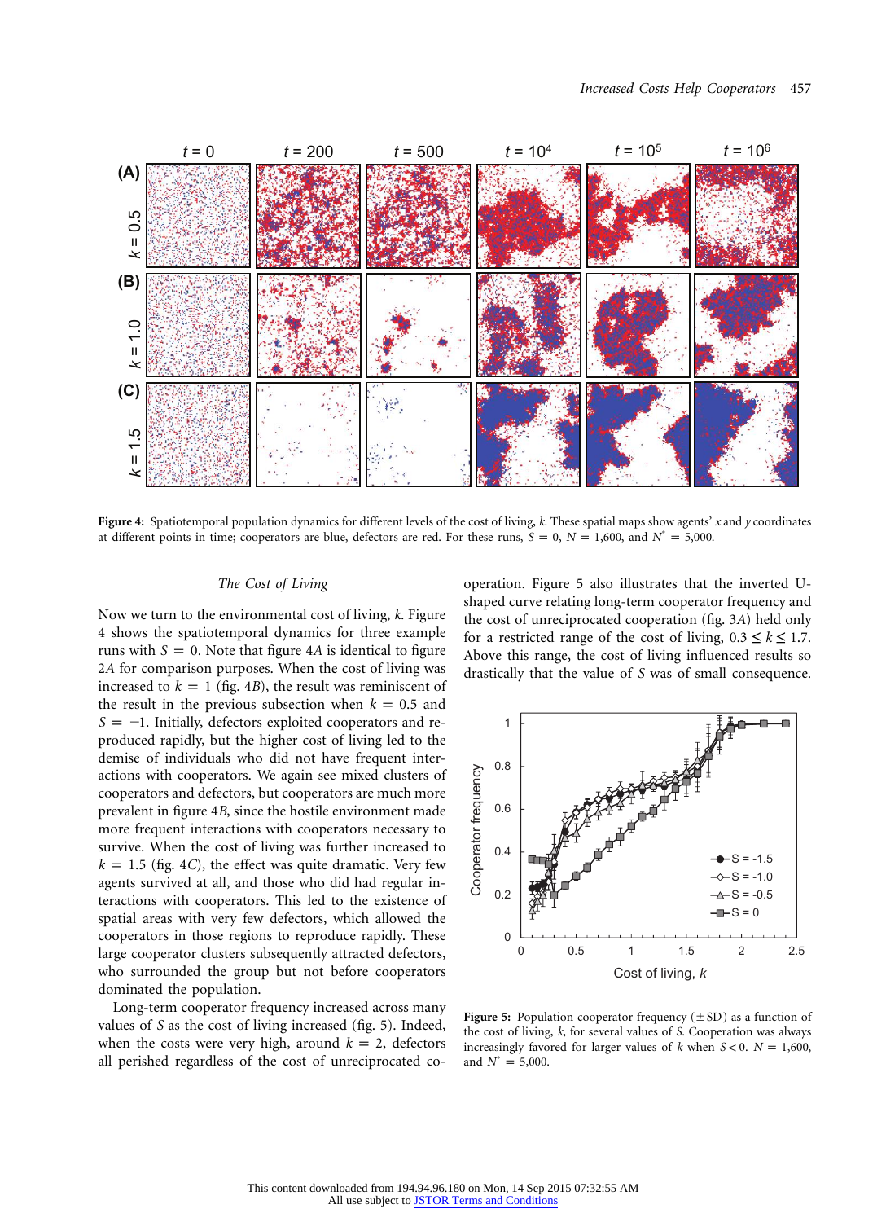Figure 4: Spatiotemporal population dynamics for different levels of the cost of living, $k$. These spatial maps show agents' $x$ and $y$ coordinates at different points in time; cooperators are blue, defectors are red. For these runs, $S = 0$, $N = 1{,}600$, and $N^* = 5{,}000$.

### The Cost of Living

Now we turn to the environmental cost of living, $k$. Figure 4 shows the spatiotemporal dynamics for three example runs with $S = 0$. Note that figure 4A is identical to figure 2A for comparison purposes. When the cost of living was increased to $k = 1$ (fig. 4B), the result was reminiscent of the result in the previous subsection when $k = 0.5$ and $S = -1$. Initially, defectors exploited cooperators and reproduced rapidly, but the higher cost of living led to the demise of individuals who did not have frequent interactions with cooperators. We again see mixed clusters of cooperators and defectors, but cooperators are much more prevalent in figure 4B, since the hostile environment made more frequent interactions with cooperators necessary to survive. When the cost of living was further increased to $k = 1.5$ (fig. 4C), the effect was quite dramatic. Very few agents survived at all, and those who did had regular interactions with cooperators. This led to the existence of spatial areas with very few defectors, which allowed the cooperators in those regions to reproduce rapidly. These large cooperator clusters subsequently attracted defectors, who surrounded the group but not before cooperators dominated the population.

Long-term cooperator frequency increased across many values of $S$ as the cost of living increased (fig. 5). Indeed, when the costs were very high, around $k = 2$, defectors all perished regardless of the cost of unreciprocated cooperation. Figure 5 also illustrates that the inverted U-shaped curve relating long-term cooperator frequency and the cost of unreciprocated cooperation (fig. 3A) held only for a restricted range of the cost of living, $0.3 \leq k \leq 1.7$. Above this range, the cost of living influenced results so drastically that the value of $S$ was of small consequence.

Figure 5: Population cooperator frequency (± SD) as a function of the cost of living, $k$, for several values of $S$. Cooperation was always increasingly favored for larger values of $k$ when $S < 0$. $N = 1{,}600$, and $N^* = 5{,}000$.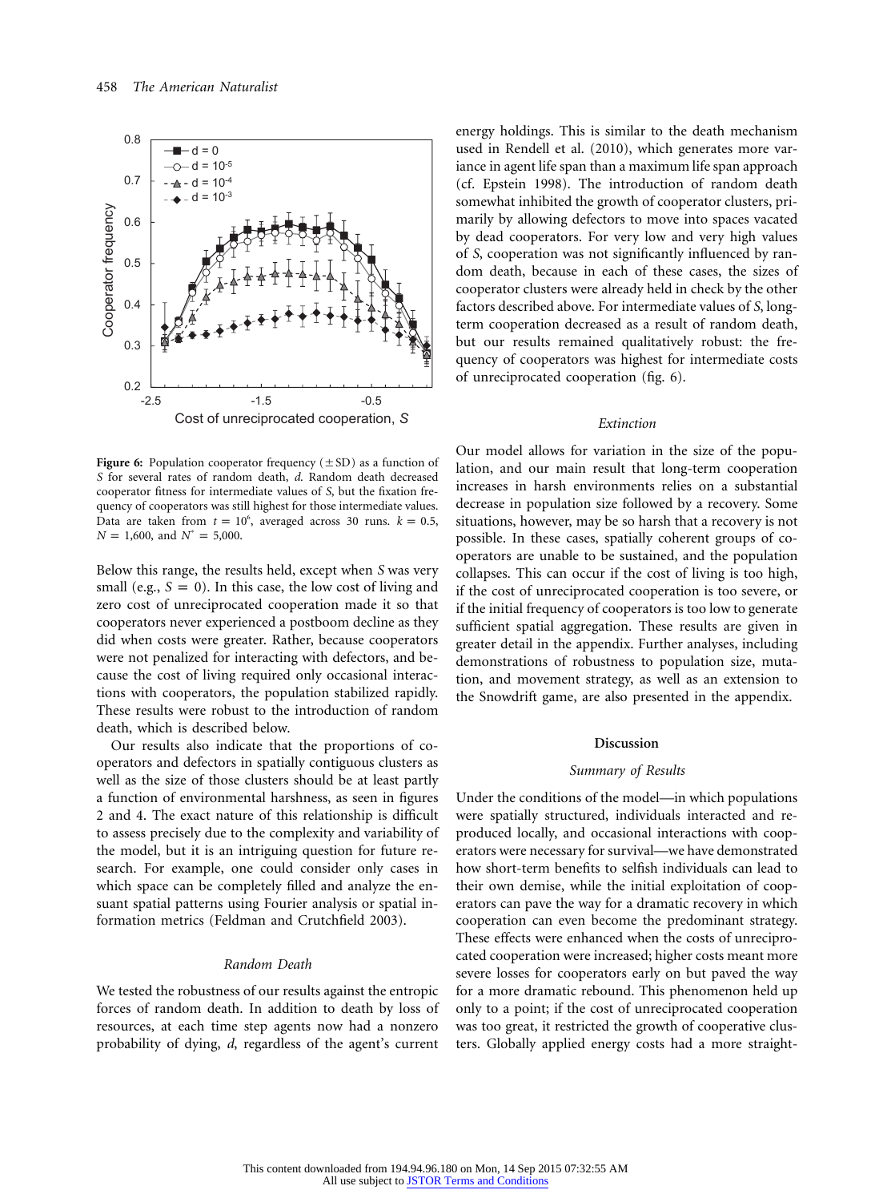0.8
0.7
0.6
0.5
0.4
0.3
0.2
Cooperator frequency
-2.5
-1.5
-0.5
Cost of unreciprocated cooperation, *S*
d = 0
d = $10^{-5}$
d = $10^{-4}$
d = $10^{-3}$

**Figure 6:** Population cooperator frequency (±SD) as a function of $S$ for several rates of random death, $d$. Random death decreased cooperator fitness for intermediate values of $S$, but the fixation frequency of cooperators was still highest for those intermediate values. Data are taken from $t = 10^6$, averaged across 30 runs. $k = 0.5$, $N = 1{,}600$, and $N^* = 5{,}000$.

Below this range, the results held, except when $S$ was very small (e.g., $S = 0$). In this case, the low cost of living and zero cost of unreciprocated cooperation made it so that cooperators never experienced a postboom decline as they did when costs were greater. Rather, because cooperators were not penalized for interacting with defectors, and because the cost of living required only occasional interactions with cooperators, the population stabilized rapidly. These results were robust to the introduction of random death, which is described below.

Our results also indicate that the proportions of cooperators and defectors in spatially contiguous clusters as well as the size of those clusters should be at least partly a function of environmental harshness, as seen in figures 2 and 4. The exact nature of this relationship is difficult to assess precisely due to the complexity and variability of the model, but it is an intriguing question for future research. For example, one could consider only cases in which space can be completely filled and analyze the ensuant spatial patterns using Fourier analysis or spatial information metrics (Feldman and Crutchfield 2003).

### *Random Death*

We tested the robustness of our results against the entropic forces of random death. In addition to death by loss of resources, at each time step agents now had a nonzero probability of dying, $d$, regardless of the agent's current energy holdings. This is similar to the death mechanism used in Rendell et al. (2010), which generates more variance in agent life span than a maximum life span approach (cf. Epstein 1998). The introduction of random death somewhat inhibited the growth of cooperator clusters, primarily by allowing defectors to move into spaces vacated by dead cooperators. For very low and very high values of $S$, cooperation was not significantly influenced by random death, because in each of these cases, the sizes of cooperator clusters were already held in check by the other factors described above. For intermediate values of $S$, long-term cooperation decreased as a result of random death, but our results remained qualitatively robust: the frequency of cooperators was highest for intermediate costs of unreciprocated cooperation (fig. 6).

### *Extinction*

Our model allows for variation in the size of the population, and our main result that long-term cooperation increases in harsh environments relies on a substantial decrease in population size followed by a recovery. Some situations, however, may be so harsh that a recovery is not possible. In these cases, spatially coherent groups of cooperators are unable to be sustained, and the population collapses. This can occur if the cost of living is too high, if the cost of unreciprocated cooperation is too severe, or if the initial frequency of cooperators is too low to generate sufficient spatial aggregation. These results are given in greater detail in the appendix. Further analyses, including demonstrations of robustness to population size, mutation, and movement strategy, as well as an extension to the Snowdrift game, are also presented in the appendix.

## Discussion

### *Summary of Results*

Under the conditions of the model—in which populations were spatially structured, individuals interacted and reproduced locally, and occasional interactions with cooperators were necessary for survival—we have demonstrated how short-term benefits to selfish individuals can lead to their own demise, while the initial exploitation of cooperators can pave the way for a dramatic recovery in which cooperation can even become the predominant strategy. These effects were enhanced when the costs of unreciprocated cooperation were increased; higher costs meant more severe losses for cooperators early on but paved the way for a more dramatic rebound. This phenomenon held up only to a point; if the cost of unreciprocated cooperation was too great, it restricted the growth of cooperative clusters. Globally applied energy costs had a more straight-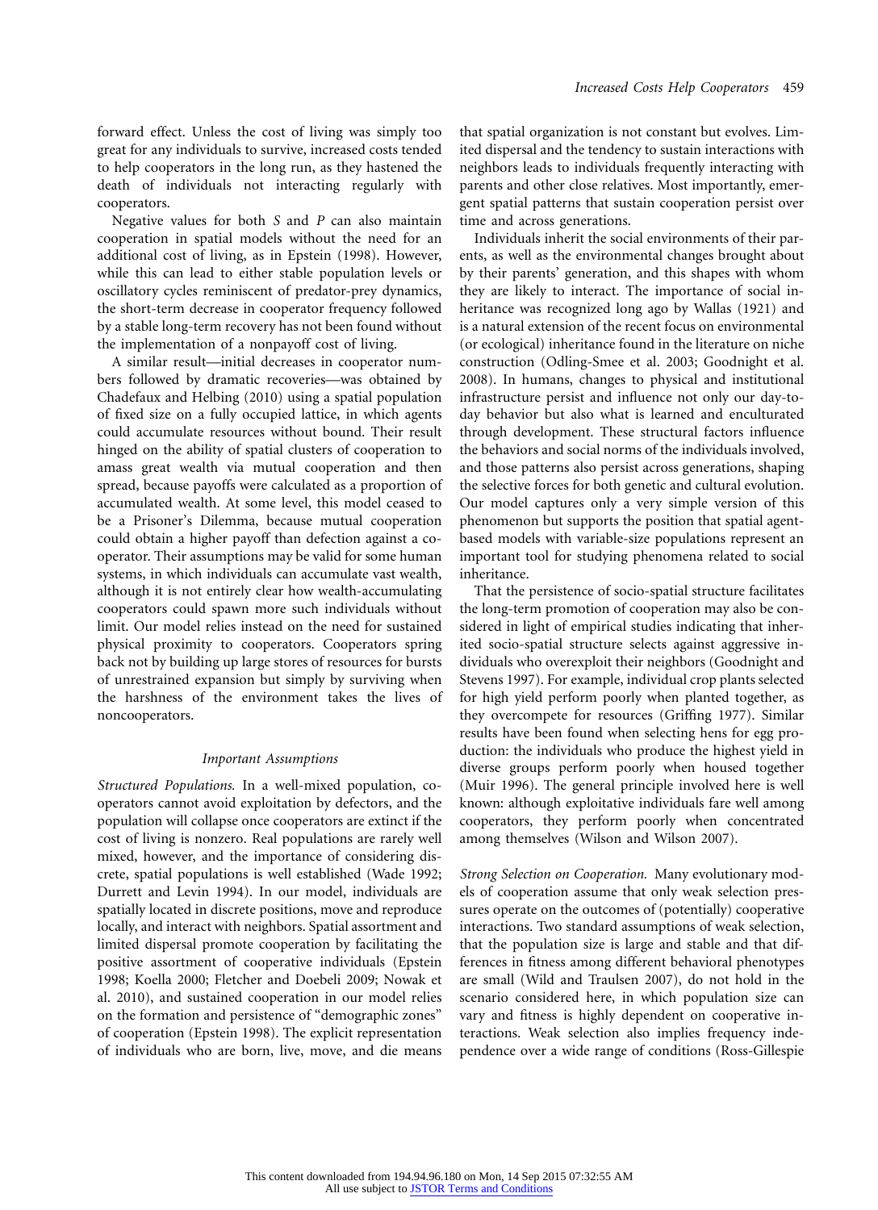forward effect. Unless the cost of living was simply too great for any individuals to survive, increased costs tended to help cooperators in the long run, as they hastened the death of individuals not interacting regularly with cooperators.

Negative values for both $S$ and $P$ can also maintain cooperation in spatial models without the need for an additional cost of living, as in Epstein (1998). However, while this can lead to either stable population levels or oscillatory cycles reminiscent of predator-prey dynamics, the short-term decrease in cooperator frequency followed by a stable long-term recovery has not been found without the implementation of a nonpayoff cost of living.

A similar result—initial decreases in cooperator numbers followed by dramatic recoveries—was obtained by Chadefaux and Helbing (2010) using a spatial population of fixed size on a fully occupied lattice, in which agents could accumulate resources without bound. Their result hinged on the ability of spatial clusters of cooperation to amass great wealth via mutual cooperation and then spread, because payoffs were calculated as a proportion of accumulated wealth. At some level, this model ceased to be a Prisoner's Dilemma, because mutual cooperation could obtain a higher payoff than defection against a cooperator. Their assumptions may be valid for some human systems, in which individuals can accumulate vast wealth, although it is not entirely clear how wealth-accumulating cooperators could spawn more such individuals without limit. Our model relies instead on the need for sustained physical proximity to cooperators. Cooperators spring back not by building up large stores of resources for bursts of unrestrained expansion but simply by surviving when the harshness of the environment takes the lives of noncooperators.

### Important Assumptions

*Structured Populations.* In a well-mixed population, cooperators cannot avoid exploitation by defectors, and the population will collapse once cooperators are extinct if the cost of living is nonzero. Real populations are rarely well mixed, however, and the importance of considering discrete, spatial populations is well established (Wade 1992; Durrett and Levin 1994). In our model, individuals are spatially located in discrete positions, move and reproduce locally, and interact with neighbors. Spatial assortment and limited dispersal promote cooperation by facilitating the positive assortment of cooperative individuals (Epstein 1998; Koella 2000; Fletcher and Doebeli 2009; Nowak et al. 2010), and sustained cooperation in our model relies on the formation and persistence of "demographic zones" of cooperation (Epstein 1998). The explicit representation of individuals who are born, live, move, and die means that spatial organization is not constant but evolves. Limited dispersal and the tendency to sustain interactions with neighbors leads to individuals frequently interacting with parents and other close relatives. Most importantly, emergent spatial patterns that sustain cooperation persist over time and across generations.

Individuals inherit the social environments of their parents, as well as the environmental changes brought about by their parents' generation, and this shapes with whom they are likely to interact. The importance of social inheritance was recognized long ago by Wallas (1921) and is a natural extension of the recent focus on environmental (or ecological) inheritance found in the literature on niche construction (Odling-Smee et al. 2003; Goodnight et al. 2008). In humans, changes to physical and institutional infrastructure persist and influence not only our day-to-day behavior but also what is learned and enculturated through development. These structural factors influence the behaviors and social norms of the individuals involved, and those patterns also persist across generations, shaping the selective forces for both genetic and cultural evolution. Our model captures only a very simple version of this phenomenon but supports the position that spatial agent-based models with variable-size populations represent an important tool for studying phenomena related to social inheritance.

That the persistence of socio-spatial structure facilitates the long-term promotion of cooperation may also be considered in light of empirical studies indicating that inherited socio-spatial structure selects against aggressive individuals who overexploit their neighbors (Goodnight and Stevens 1997). For example, individual crop plants selected for high yield perform poorly when planted together, as they overcompete for resources (Griffing 1977). Similar results have been found when selecting hens for egg production: the individuals who produce the highest yield in diverse groups perform poorly when housed together (Muir 1996). The general principle involved here is well known: although exploitative individuals fare well among cooperators, they perform poorly when concentrated among themselves (Wilson and Wilson 2007).

*Strong Selection on Cooperation.* Many evolutionary models of cooperation assume that only weak selection pressures operate on the outcomes of (potentially) cooperative interactions. Two standard assumptions of weak selection, that the population size is large and stable and that differences in fitness among different behavioral phenotypes are small (Wild and Traulsen 2007), do not hold in the scenario considered here, in which population size can vary and fitness is highly dependent on cooperative interactions. Weak selection also implies frequency independence over a wide range of conditions (Ross-Gillespie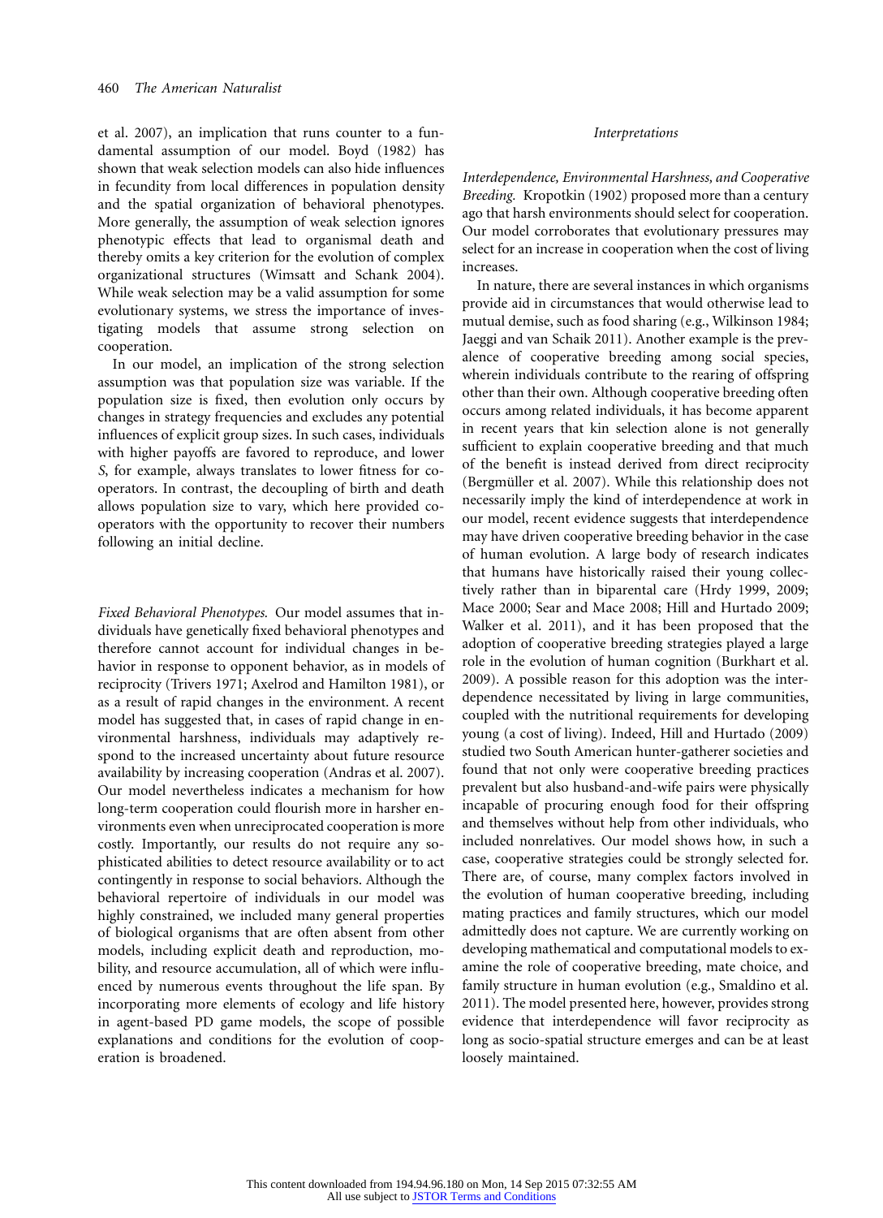et al. 2007), an implication that runs counter to a fundamental assumption of our model. Boyd (1982) has shown that weak selection models can also hide influences in fecundity from local differences in population density and the spatial organization of behavioral phenotypes. More generally, the assumption of weak selection ignores phenotypic effects that lead to organismal death and thereby omits a key criterion for the evolution of complex organizational structures (Wimsatt and Schank 2004). While weak selection may be a valid assumption for some evolutionary systems, we stress the importance of investigating models that assume strong selection on cooperation.

In our model, an implication of the strong selection assumption was that population size was variable. If the population size is fixed, then evolution only occurs by changes in strategy frequencies and excludes any potential influences of explicit group sizes. In such cases, individuals with higher payoffs are favored to reproduce, and lower $S$, for example, always translates to lower fitness for cooperators. In contrast, the decoupling of birth and death allows population size to vary, which here provided cooperators with the opportunity to recover their numbers following an initial decline.

*Fixed Behavioral Phenotypes.* Our model assumes that individuals have genetically fixed behavioral phenotypes and therefore cannot account for individual changes in behavior in response to opponent behavior, as in models of reciprocity (Trivers 1971; Axelrod and Hamilton 1981), or as a result of rapid changes in the environment. A recent model has suggested that, in cases of rapid change in environmental harshness, individuals may adaptively respond to the increased uncertainty about future resource availability by increasing cooperation (Andras et al. 2007). Our model nevertheless indicates a mechanism for how long-term cooperation could flourish more in harsher environments even when unreciprocated cooperation is more costly. Importantly, our results do not require any sophisticated abilities to detect resource availability or to act contingently in response to social behaviors. Although the behavioral repertoire of individuals in our model was highly constrained, we included many general properties of biological organisms that are often absent from other models, including explicit death and reproduction, mobility, and resource accumulation, all of which were influenced by numerous events throughout the life span. By incorporating more elements of ecology and life history in agent-based PD game models, the scope of possible explanations and conditions for the evolution of cooperation is broadened.

## Interpretations

*Interdependence, Environmental Harshness, and Cooperative Breeding.* Kropotkin (1902) proposed more than a century ago that harsh environments should select for cooperation. Our model corroborates that evolutionary pressures may select for an increase in cooperation when the cost of living increases.

In nature, there are several instances in which organisms provide aid in circumstances that would otherwise lead to mutual demise, such as food sharing (e.g., Wilkinson 1984; Jaeggi and van Schaik 2011). Another example is the prevalence of cooperative breeding among social species, wherein individuals contribute to the rearing of offspring other than their own. Although cooperative breeding often occurs among related individuals, it has become apparent in recent years that kin selection alone is not generally sufficient to explain cooperative breeding and that much of the benefit is instead derived from direct reciprocity (Bergmüller et al. 2007). While this relationship does not necessarily imply the kind of interdependence at work in our model, recent evidence suggests that interdependence may have driven cooperative breeding behavior in the case of human evolution. A large body of research indicates that humans have historically raised their young collectively rather than in biparental care (Hrdy 1999, 2009; Mace 2000; Sear and Mace 2008; Hill and Hurtado 2009; Walker et al. 2011), and it has been proposed that the adoption of cooperative breeding strategies played a large role in the evolution of human cognition (Burkhart et al. 2009). A possible reason for this adoption was the interdependence necessitated by living in large communities, coupled with the nutritional requirements for developing young (a cost of living). Indeed, Hill and Hurtado (2009) studied two South American hunter-gatherer societies and found that not only were cooperative breeding practices prevalent but also husband-and-wife pairs were physically incapable of procuring enough food for their offspring and themselves without help from other individuals, who included nonrelatives. Our model shows how, in such a case, cooperative strategies could be strongly selected for. There are, of course, many complex factors involved in the evolution of human cooperative breeding, including mating practices and family structures, which our model admittedly does not capture. We are currently working on developing mathematical and computational models to examine the role of cooperative breeding, mate choice, and family structure in human evolution (e.g., Smaldino et al. 2011). The model presented here, however, provides strong evidence that interdependence will favor reciprocity as long as socio-spatial structure emerges and can be at least loosely maintained.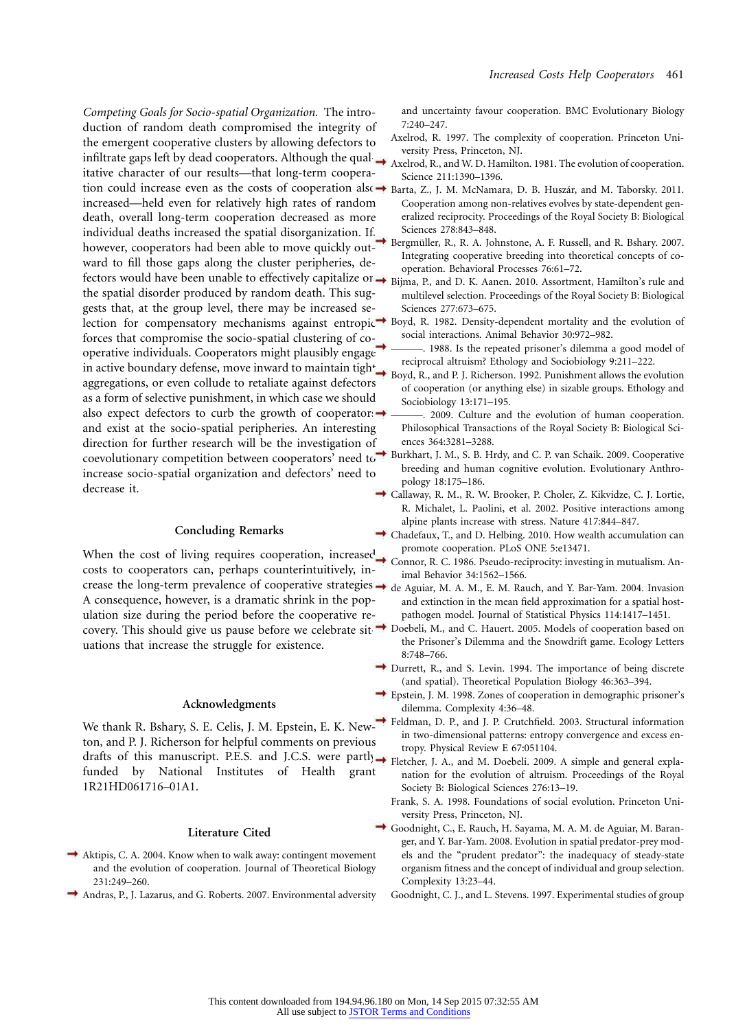*Competing Goals for Socio-spatial Organization.* The introduction of random death compromised the integrity of the emergent cooperative clusters by allowing defectors to infiltrate gaps left by dead cooperators. Although the qualitative character of our results—that long-term cooperation could increase even as the costs of cooperation also increased—held even for relatively high rates of random death, overall long-term cooperation decreased as more individual deaths increased the spatial disorganization. If, however, cooperators had been able to move quickly outward to fill those gaps along the cluster peripheries, defectors would have been unable to effectively capitalize on the spatial disorder produced by random death. This suggests that, at the group level, there may be increased selection for compensatory mechanisms against entropic forces that compromise the socio-spatial clustering of cooperative individuals. Cooperators might plausibly engage in active boundary defense, move inward to maintain tight aggregations, or even collude to retaliate against defectors as a form of selective punishment, in which case we should also expect defectors to curb the growth of cooperators and exist at the socio-spatial peripheries. An interesting direction for further research will be the investigation of coevolutionary competition between cooperators' need to increase socio-spatial organization and defectors' need to decrease it.

## Concluding Remarks

When the cost of living requires cooperation, increased costs to cooperators can, perhaps counterintuitively, increase the long-term prevalence of cooperative strategies. A consequence, however, is a dramatic shrink in the population size during the period before the cooperative recovery. This should give us pause before we celebrate situations that increase the struggle for existence.

## Acknowledgments

We thank R. Bshary, S. E. Celis, J. M. Epstein, E. K. Newton, and P. J. Richerson for helpful comments on previous drafts of this manuscript. P.E.S. and J.C.S. were partly funded by National Institutes of Health grant 1R21HD061716–01A1.

## Literature Cited

Aktipis, C. A. 2004. Know when to walk away: contingent movement and the evolution of cooperation. Journal of Theoretical Biology 231:249–260.

Andras, P., J. Lazarus, and G. Roberts. 2007. Environmental adversity and uncertainty favour cooperation. BMC Evolutionary Biology 7:240–247.

Axelrod, R. 1997. The complexity of cooperation. Princeton University Press, Princeton, NJ.

Axelrod, R., and W. D. Hamilton. 1981. The evolution of cooperation. Science 211:1390–1396.

Barta, Z., J. M. McNamara, D. B. Huszár, and M. Taborsky. 2011. Cooperation among non-relatives evolves by state-dependent generalized reciprocity. Proceedings of the Royal Society B: Biological Sciences 278:843–848.

Bergmüller, R., R. A. Johnstone, A. F. Russell, and R. Bshary. 2007. Integrating cooperative breeding into theoretical concepts of cooperation. Behavioral Processes 76:61–72.

Bijma, P., and D. K. Aanen. 2010. Assortment, Hamilton's rule and multilevel selection. Proceedings of the Royal Society B: Biological Sciences 277:673–675.

Boyd, R. 1982. Density-dependent mortality and the evolution of social interactions. Animal Behavior 30:972–982.

———. 1988. Is the repeated prisoner's dilemma a good model of reciprocal altruism? Ethology and Sociobiology 9:211–222.

Boyd, R., and P. J. Richerson. 1992. Punishment allows the evolution of cooperation (or anything else) in sizable groups. Ethology and Sociobiology 13:171–195.

———. 2009. Culture and the evolution of human cooperation. Philosophical Transactions of the Royal Society B: Biological Sciences 364:3281–3288.

Burkhart, J. M., S. B. Hrdy, and C. P. van Schaik. 2009. Cooperative breeding and human cognitive evolution. Evolutionary Anthropology 18:175–186.

Callaway, R. M., R. W. Brooker, P. Choler, Z. Kikvidze, C. J. Lortie, R. Michalet, L. Paolini, et al. 2002. Positive interactions among alpine plants increase with stress. Nature 417:844–847.

Chadefaux, T., and D. Helbing. 2010. How wealth accumulation can promote cooperation. PLoS ONE 5:e13471.

Connor, R. C. 1986. Pseudo-reciprocity: investing in mutualism. Animal Behavior 34:1562–1566.

de Aguiar, M. A. M., E. M. Rauch, and Y. Bar-Yam. 2004. Invasion and extinction in the mean field approximation for a spatial host-pathogen model. Journal of Statistical Physics 114:1417–1451.

Doebeli, M., and C. Hauert. 2005. Models of cooperation based on the Prisoner's Dilemma and the Snowdrift game. Ecology Letters 8:748–766.

Durrett, R., and S. Levin. 1994. The importance of being discrete (and spatial). Theoretical Population Biology 46:363–394.

Epstein, J. M. 1998. Zones of cooperation in demographic prisoner's dilemma. Complexity 4:36–48.

Feldman, D. P., and J. P. Crutchfield. 2003. Structural information in two-dimensional patterns: entropy convergence and excess entropy. Physical Review E 67:051104.

Fletcher, J. A., and M. Doebeli. 2009. A simple and general explanation for the evolution of altruism. Proceedings of the Royal Society B: Biological Sciences 276:13–19.

Frank, S. A. 1998. Foundations of social evolution. Princeton University Press, Princeton, NJ.

Goodnight, C., E. Rauch, H. Sayama, M. A. M. de Aguiar, M. Baranger, and Y. Bar-Yam. 2008. Evolution in spatial predator-prey models and the "prudent predator": the inadequacy of steady-state organism fitness and the concept of individual and group selection. Complexity 13:23–44.

Goodnight, C. J., and L. Stevens. 1997. Experimental studies of group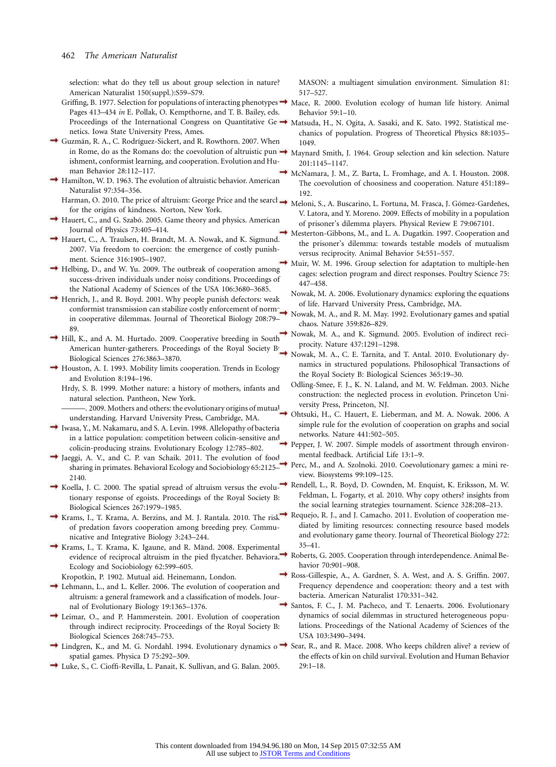selection: what do they tell us about group selection in nature? American Naturalist 150(suppl.):S59–S79.

Griffing, B. 1977. Selection for populations of interacting phenotypes. Pages 413–434 *in* E. Pollak, O. Kempthorne, and T. B. Bailey, eds. Proceedings of the International Congress on Quantitative Genetics. Iowa State University Press, Ames.

Guzmán, R. A., C. Rodríguez-Sickert, and R. Rowthorn. 2007. When in Rome, do as the Romans do: the coevolution of altruistic punishment, conformist learning, and cooperation. Evolution and Human Behavior 28:112–117.

Hamilton, W. D. 1963. The evolution of altruistic behavior. American Naturalist 97:354–356.

Harman, O. 2010. The price of altruism: George Price and the search for the origins of kindness. Norton, New York.

Hauert, C., and G. Szabó. 2005. Game theory and physics. American Journal of Physics 73:405–414.

Hauert, C., A. Traulsen, H. Brandt, M. A. Nowak, and K. Sigmund. 2007. Via freedom to coercion: the emergence of costly punishment. Science 316:1905–1907.

Helbing, D., and W. Yu. 2009. The outbreak of cooperation among success-driven individuals under noisy conditions. Proceedings of the National Academy of Sciences of the USA 106:3680–3685.

Henrich, J., and R. Boyd. 2001. Why people punish defectors: weak conformist transmission can stabilize costly enforcement of norms in cooperative dilemmas. Journal of Theoretical Biology 208:79–89.

Hill, K., and A. M. Hurtado. 2009. Cooperative breeding in South American hunter-gatherers. Proceedings of the Royal Society B: Biological Sciences 276:3863–3870.

Houston, A. I. 1993. Mobility limits cooperation. Trends in Ecology and Evolution 8:194–196.

Hrdy, S. B. 1999. Mother nature: a history of mothers, infants and natural selection. Pantheon, New York.

———. 2009. Mothers and others: the evolutionary origins of mutual understanding. Harvard University Press, Cambridge, MA.

Iwasa, Y., M. Nakamaru, and S. A. Levin. 1998. Allelopathy of bacteria in a lattice population: competition between colicin-sensitive and colicin-producing strains. Evolutionary Ecology 12:785–802.

Jaeggi, A. V., and C. P. van Schaik. 2011. The evolution of food sharing in primates. Behavioral Ecology and Sociobiology 65:2125–2140.

Koella, J. C. 2000. The spatial spread of altruism versus the evolutionary response of egoists. Proceedings of the Royal Society B: Biological Sciences 267:1979–1985.

Krams, I., T. Krama, A. Berzins, and M. J. Rantala. 2010. The risk of predation favors cooperation among breeding prey. Communicative and Integrative Biology 3:243–244.

Krams, I., T. Krama, K. Igaune, and R. Mänd. 2008. Experimental evidence of reciprocal altruism in the pied flycatcher. Behavioral Ecology and Sociobiology 62:599–605.

Kropotkin, P. 1902. Mutual aid. Heinemann, London.

Lehmann, L., and L. Keller. 2006. The evolution of cooperation and altruism: a general framework and a classification of models. Journal of Evolutionary Biology 19:1365–1376.

Leimar, O., and P. Hammerstein. 2001. Evolution of cooperation through indirect reciprocity. Proceedings of the Royal Society B: Biological Sciences 268:745–753.

Lindgren, K., and M. G. Nordahl. 1994. Evolutionary dynamics of spatial games. Physica D 75:292–309.

Luke, S., C. Cioffi-Revilla, L. Panait, K. Sullivan, and G. Balan. 2005. MASON: a multiagent simulation environment. Simulation 81:517–527.

Mace, R. 2000. Evolution ecology of human life history. Animal Behavior 59:1–10.

Matsuda, H., N. Ogita, A. Sasaki, and K. Sato. 1992. Statistical mechanics of population. Progress of Theoretical Physics 88:1035–1049.

Maynard Smith, J. 1964. Group selection and kin selection. Nature 201:1145–1147.

McNamara, J. M., Z. Barta, L. Fromhage, and A. I. Houston. 2008. The coevolution of choosiness and cooperation. Nature 451:189–192.

Meloni, S., A. Buscarino, L. Fortuna, M. Frasca, J. Gómez-Gardeñes, V. Latora, and Y. Moreno. 2009. Effects of mobility in a population of prisoner's dilemma players. Physical Review E 79:067101.

Mesterton-Gibbons, M., and L. A. Dugatkin. 1997. Cooperation and the prisoner's dilemma: towards testable models of mutualism versus reciprocity. Animal Behavior 54:551–557.

Muir, W. M. 1996. Group selection for adaptation to multiple-hen cages: selection program and direct responses. Poultry Science 75:447–458.

Nowak, M. A. 2006. Evolutionary dynamics: exploring the equations of life. Harvard University Press, Cambridge, MA.

Nowak, M. A., and R. M. May. 1992. Evolutionary games and spatial chaos. Nature 359:826–829.

Nowak, M. A., and K. Sigmund. 2005. Evolution of indirect reciprocity. Nature 437:1291–1298.

Nowak, M. A., C. E. Tarnita, and T. Antal. 2010. Evolutionary dynamics in structured populations. Philosophical Transactions of the Royal Society B: Biological Sciences 365:19–30.

Odling-Smee, F. J., K. N. Laland, and M. W. Feldman. 2003. Niche construction: the neglected process in evolution. Princeton University Press, Princeton, NJ.

Ohtsuki, H., C. Hauert, E. Lieberman, and M. A. Nowak. 2006. A simple rule for the evolution of cooperation on graphs and social networks. Nature 441:502–505.

Pepper, J. W. 2007. Simple models of assortment through environmental feedback. Artificial Life 13:1–9.

Perc, M., and A. Szolnoki. 2010. Coevolutionary games: a mini review. Biosystems 99:109–125.

Rendell, L., R. Boyd, D. Cownden, M. Enquist, K. Eriksson, M. W. Feldman, L. Fogarty, et al. 2010. Why copy others? insights from the social learning strategies tournament. Science 328:208–213.

Requejo, R. J., and J. Camacho. 2011. Evolution of cooperation mediated by limiting resources: connecting resource based models and evolutionary game theory. Journal of Theoretical Biology 272:35–41.

Roberts, G. 2005. Cooperation through interdependence. Animal Behavior 70:901–908.

Ross-Gillespie, A., A. Gardner, S. A. West, and A. S. Griffin. 2007. Frequency dependence and cooperation: theory and a test with bacteria. American Naturalist 170:331–342.

Santos, F. C., J. M. Pacheco, and T. Lenaerts. 2006. Evolutionary dynamics of social dilemmas in structured heterogeneous populations. Proceedings of the National Academy of Sciences of the USA 103:3490–3494.

Sear, R., and R. Mace. 2008. Who keeps children alive? a review of the effects of kin on child survival. Evolution and Human Behavior 29:1–18.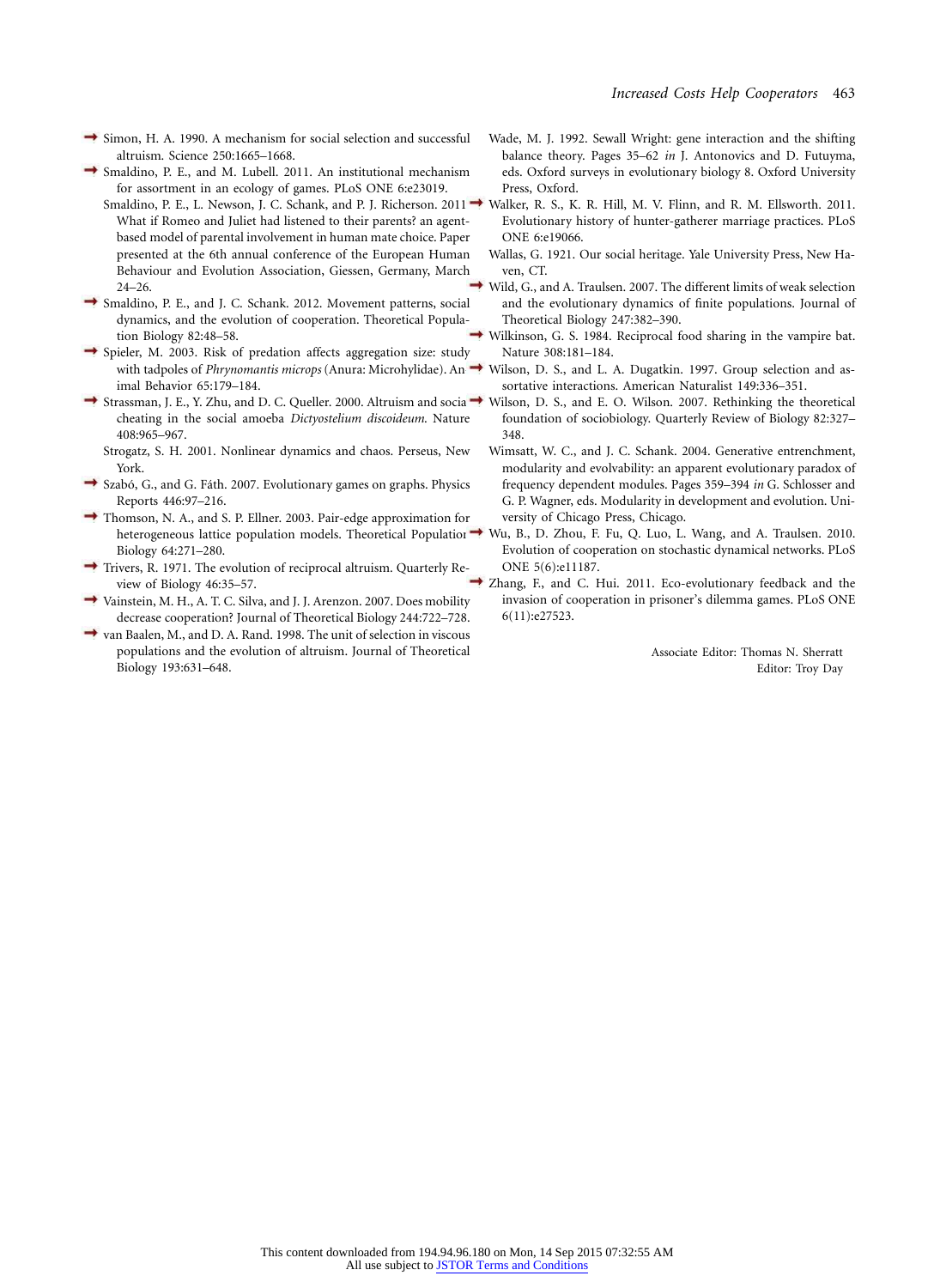Simon, H. A. 1990. A mechanism for social selection and successful altruism. Science 250:1665–1668.

Smaldino, P. E., and M. Lubell. 2011. An institutional mechanism for assortment in an ecology of games. PLoS ONE 6:e23019.

Smaldino, P. E., L. Newson, J. C. Schank, and P. J. Richerson. 2011. What if Romeo and Juliet had listened to their parents? an agent-based model of parental involvement in human mate choice. Paper presented at the 6th annual conference of the European Human Behaviour and Evolution Association, Giessen, Germany, March 24–26.

Smaldino, P. E., and J. C. Schank. 2012. Movement patterns, social dynamics, and the evolution of cooperation. Theoretical Population Biology 82:48–58.

Spieler, M. 2003. Risk of predation affects aggregation size: study with tadpoles of *Phrynomantis microps* (Anura: Microhylidae). Animal Behavior 65:179–184.

Strassman, J. E., Y. Zhu, and D. C. Queller. 2000. Altruism and social cheating in the social amoeba *Dictyostelium discoideum*. Nature 408:965–967.

Strogatz, S. H. 2001. Nonlinear dynamics and chaos. Perseus, New York.

Szabó, G., and G. Fáth. 2007. Evolutionary games on graphs. Physics Reports 446:97–216.

Thomson, N. A., and S. P. Ellner. 2003. Pair-edge approximation for heterogeneous lattice population models. Theoretical Population Biology 64:271–280.

Trivers, R. 1971. The evolution of reciprocal altruism. Quarterly Review of Biology 46:35–57.

Vainstein, M. H., A. T. C. Silva, and J. J. Arenzon. 2007. Does mobility decrease cooperation? Journal of Theoretical Biology 244:722–728.

van Baalen, M., and D. A. Rand. 1998. The unit of selection in viscous populations and the evolution of altruism. Journal of Theoretical Biology 193:631–648.

Wade, M. J. 1992. Sewall Wright: gene interaction and the shifting balance theory. Pages 35–62 *in* J. Antonovics and D. Futuyma, eds. Oxford surveys in evolutionary biology 8. Oxford University Press, Oxford.

Walker, R. S., K. R. Hill, M. V. Flinn, and R. M. Ellsworth. 2011. Evolutionary history of hunter-gatherer marriage practices. PLoS ONE 6:e19066.

Wallas, G. 1921. Our social heritage. Yale University Press, New Haven, CT.

Wild, G., and A. Traulsen. 2007. The different limits of weak selection and the evolutionary dynamics of finite populations. Journal of Theoretical Biology 247:382–390.

Wilkinson, G. S. 1984. Reciprocal food sharing in the vampire bat. Nature 308:181–184.

Wilson, D. S., and L. A. Dugatkin. 1997. Group selection and assortative interactions. American Naturalist 149:336–351.

Wilson, D. S., and E. O. Wilson. 2007. Rethinking the theoretical foundation of sociobiology. Quarterly Review of Biology 82:327–348.

Wimsatt, W. C., and J. C. Schank. 2004. Generative entrenchment, modularity and evolvability: an apparent evolutionary paradox of frequency dependent modules. Pages 359–394 *in* G. Schlosser and G. P. Wagner, eds. Modularity in development and evolution. University of Chicago Press, Chicago.

Wu, B., D. Zhou, F. Fu, Q. Luo, L. Wang, and A. Traulsen. 2010. Evolution of cooperation on stochastic dynamical networks. PLoS ONE 5(6):e11187.

Zhang, F., and C. Hui. 2011. Eco-evolutionary feedback and the invasion of cooperation in prisoner's dilemma games. PLoS ONE 6(11):e27523.

Associate Editor: Thomas N. Sherratt
Editor: Troy Day